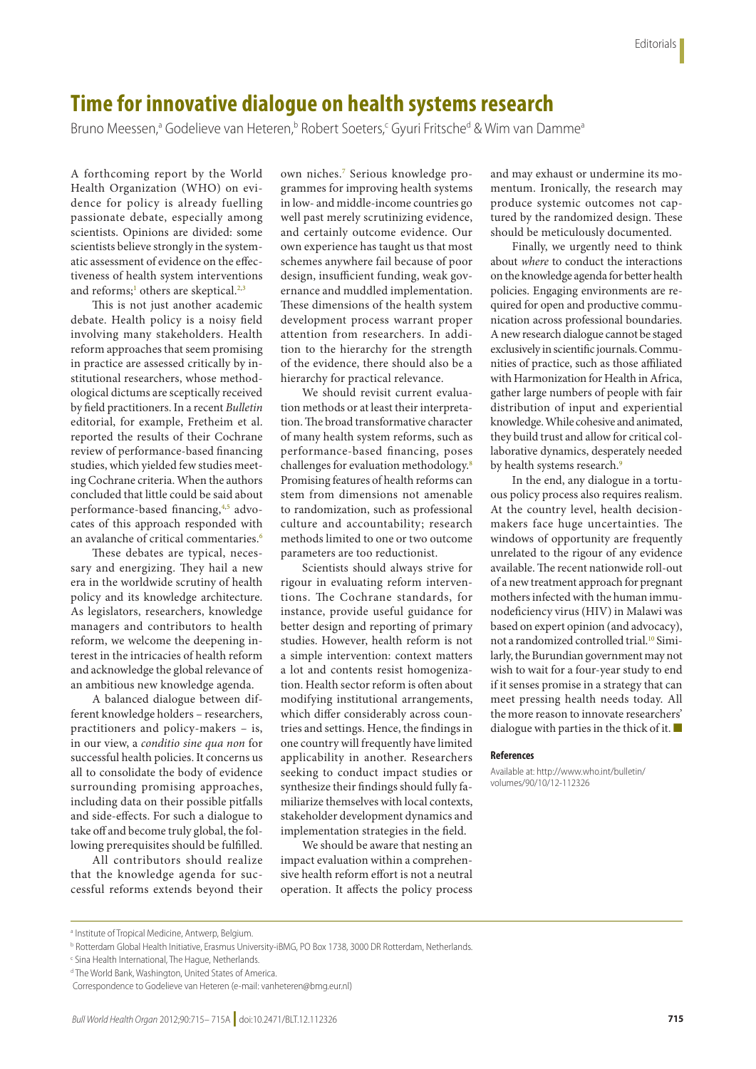# Time for innovative dialogue on health systems research

Bruno Meessen,[a] Godelieve van Heteren,[b] Robert Soeters,[c] Gyuri Fritsche[d] & Wim van Damme[a]

A forthcoming report by the World Health Organization (WHO) on evidence for policy is already fuelling passionate debate, especially among scientists. Opinions are divided: some scientists believe strongly in the systematic assessment of evidence on the effectiveness of health system interventions and reforms;[1] others are skeptical.[2,3]

This is not just another academic debate. Health policy is a noisy field involving many stakeholders. Health reform approaches that seem promising in practice are assessed critically by institutional researchers, whose methodological dictums are sceptically received by field practitioners. In a recent *Bulletin* editorial, for example, Fretheim et al. reported the results of their Cochrane review of performance-based financing studies, which yielded few studies meeting Cochrane criteria. When the authors concluded that little could be said about performance-based financing,[4,5] advocates of this approach responded with an avalanche of critical commentaries.[6]

These debates are typical, necessary and energizing. They hail a new era in the worldwide scrutiny of health policy and its knowledge architecture. As legislators, researchers, knowledge managers and contributors to health reform, we welcome the deepening interest in the intricacies of health reform and acknowledge the global relevance of an ambitious new knowledge agenda.

A balanced dialogue between different knowledge holders – researchers, practitioners and policy-makers – is, in our view, a *conditio sine qua non* for successful health policies. It concerns us all to consolidate the body of evidence surrounding promising approaches, including data on their possible pitfalls and side-effects. For such a dialogue to take off and become truly global, the following prerequisites should be fulfilled.

All contributors should realize that the knowledge agenda for successful reforms extends beyond their own niches.[7] Serious knowledge programmes for improving health systems in low- and middle-income countries go well past merely scrutinizing evidence, and certainly outcome evidence. Our own experience has taught us that most schemes anywhere fail because of poor design, insufficient funding, weak governance and muddled implementation. These dimensions of the health system development process warrant proper attention from researchers. In addition to the hierarchy for the strength of the evidence, there should also be a hierarchy for practical relevance.

We should revisit current evaluation methods or at least their interpretation. The broad transformative character of many health system reforms, such as performance-based financing, poses challenges for evaluation methodology.[8] Promising features of health reforms can stem from dimensions not amenable to randomization, such as professional culture and accountability; research methods limited to one or two outcome parameters are too reductionist.

Scientists should always strive for rigour in evaluating reform interventions. The Cochrane standards, for instance, provide useful guidance for better design and reporting of primary studies. However, health reform is not a simple intervention: context matters a lot and contents resist homogenization. Health sector reform is often about modifying institutional arrangements, which differ considerably across countries and settings. Hence, the findings in one country will frequently have limited applicability in another. Researchers seeking to conduct impact studies or synthesize their findings should fully familiarize themselves with local contexts, stakeholder development dynamics and implementation strategies in the field.

We should be aware that nesting an impact evaluation within a comprehensive health reform effort is not a neutral operation. It affects the policy process and may exhaust or undermine its momentum. Ironically, the research may produce systemic outcomes not captured by the randomized design. These should be meticulously documented.

Finally, we urgently need to think about *where* to conduct the interactions on the knowledge agenda for better health policies. Engaging environments are required for open and productive communication across professional boundaries. A new research dialogue cannot be staged exclusively in scientific journals. Communities of practice, such as those affiliated with Harmonization for Health in Africa, gather large numbers of people with fair distribution of input and experiential knowledge. While cohesive and animated, they build trust and allow for critical collaborative dynamics, desperately needed by health systems research.[9]

In the end, any dialogue in a tortuous policy process also requires realism. At the country level, health decision-makers face huge uncertainties. The windows of opportunity are frequently unrelated to the rigour of any evidence available. The recent nationwide roll-out of a new treatment approach for pregnant mothers infected with the human immunodeficiency virus (HIV) in Malawi was based on expert opinion (and advocacy), not a randomized controlled trial.[10] Similarly, the Burundian government may not wish to wait for a four-year study to end if it senses promise in a strategy that can meet pressing health needs today. All the more reason to innovate researchers' dialogue with parties in the thick of it. ■

#### References

Available at: http://www.who.int/bulletin/volumes/90/10/12-112326

[a] Institute of Tropical Medicine, Antwerp, Belgium.

[b] Rotterdam Global Health Initiative, Erasmus University-iBMG, PO Box 1738, 3000 DR Rotterdam, Netherlands.

[c] Sina Health International, The Hague, Netherlands.

[d] The World Bank, Washington, United States of America.

Correspondence to Godelieve van Heteren (e-mail: vanheteren@bmg.eur.nl)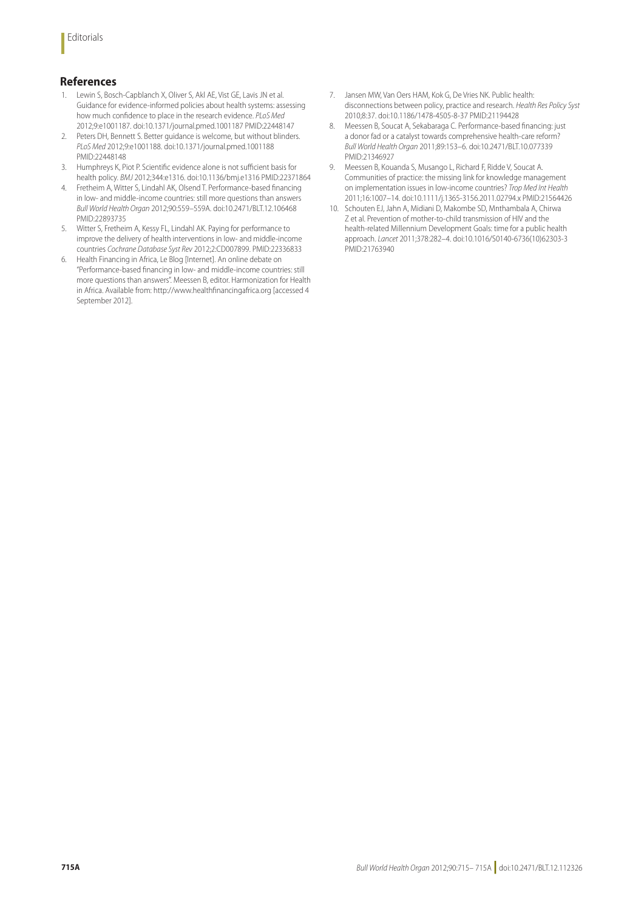## References

1. Lewin S, Bosch-Capblanch X, Oliver S, Akl AE, Vist GE, Lavis JN et al. Guidance for evidence-informed policies about health systems: assessing how much confidence to place in the research evidence. *PLoS Med* 2012;9:e1001187. doi:10.1371/journal.pmed.1001187 PMID:22448147
2. Peters DH, Bennett S. Better guidance is welcome, but without blinders. *PLoS Med* 2012;9:e1001188. doi:10.1371/journal.pmed.1001188 PMID:22448148
3. Humphreys K, Piot P. Scientific evidence alone is not sufficient basis for health policy. *BMJ* 2012;344:e1316. doi:10.1136/bmj.e1316 PMID:22371864
4. Fretheim A, Witter S, Lindahl AK, Olsend T. Performance-based financing in low- and middle-income countries: still more questions than answers *Bull World Health Organ* 2012;90:559–559A. doi:10.2471/BLT.12.106468 PMID:22893735
5. Witter S, Fretheim A, Kessy FL, Lindahl AK. Paying for performance to improve the delivery of health interventions in low- and middle-income countries *Cochrane Database Syst Rev* 2012;2:CD007899. PMID:22336833
6. Health Financing in Africa, Le Blog [Internet]. An online debate on "Performance-based financing in low- and middle-income countries: still more questions than answers". Meessen B, editor. Harmonization for Health in Africa. Available from: http://www.healthfinancingafrica.org [accessed 4 September 2012].
7. Jansen MW, Van Oers HAM, Kok G, De Vries NK. Public health: disconnections between policy, practice and research. *Health Res Policy Syst* 2010;8:37. doi:10.1186/1478-4505-8-37 PMID:21194428
8. Meessen B, Soucat A, Sekabaraga C. Performance-based financing: just a donor fad or a catalyst towards comprehensive health-care reform? *Bull World Health Organ* 2011;89:153–6. doi:10.2471/BLT.10.077339 PMID:21346927
9. Meessen B, Kouanda S, Musango L, Richard F, Ridde V, Soucat A. Communities of practice: the missing link for knowledge management on implementation issues in low-income countries? *Trop Med Int Health* 2011;16:1007–14. doi:10.1111/j.1365-3156.2011.02794.x PMID:21564426
10. Schouten EJ, Jahn A, Midiani D, Makombe SD, Mnthambala A, Chirwa Z et al. Prevention of mother-to-child transmission of HIV and the health-related Millennium Development Goals: time for a public health approach. *Lancet* 2011;378:282–4. doi:10.1016/S0140-6736(10)62303-3 PMID:21763940